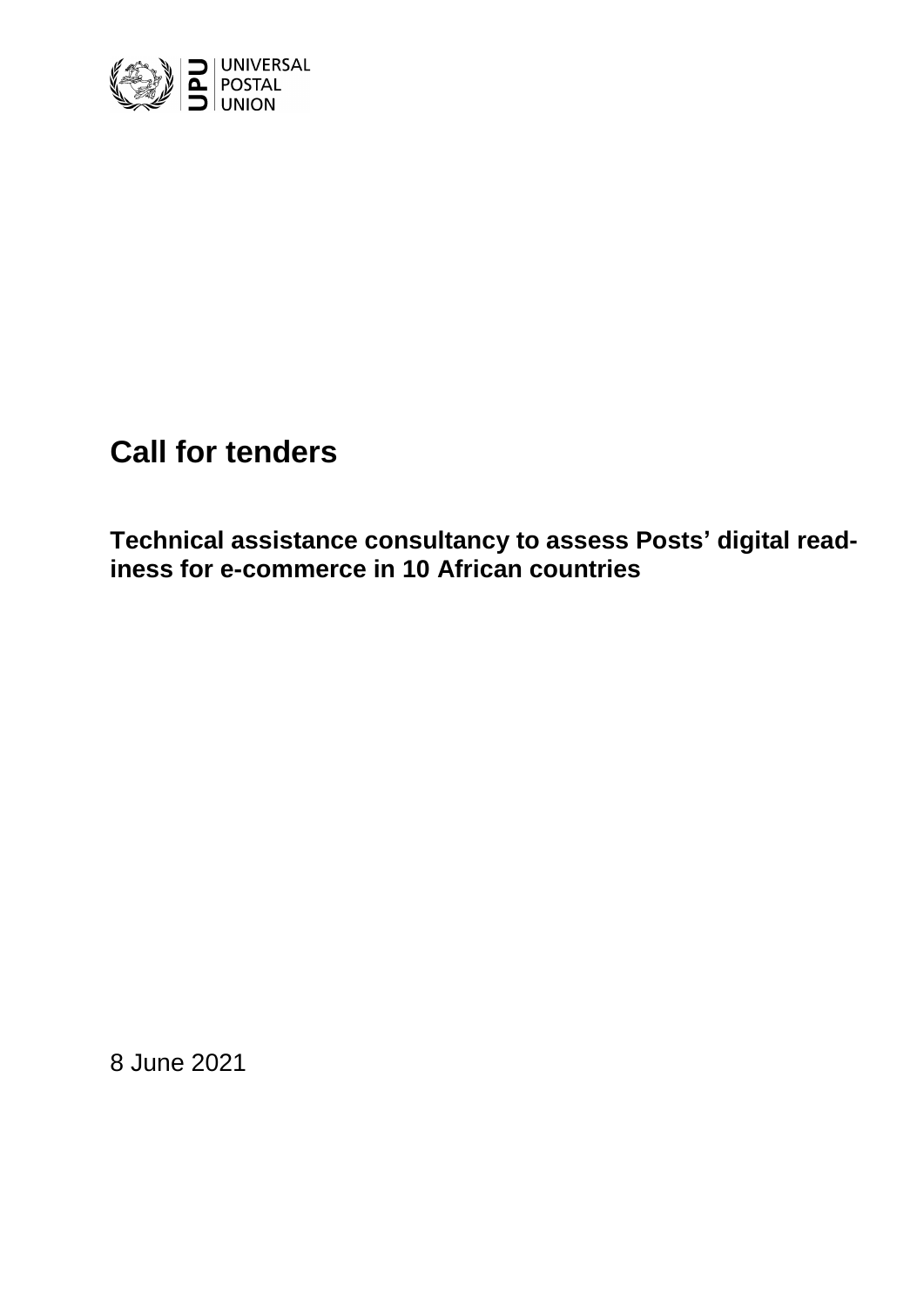UNIVERSAL POSTAL UNION

# Call for tenders

## Technical assistance consultancy to assess Posts' digital readiness for e-commerce in 10 African countries

8 June 2021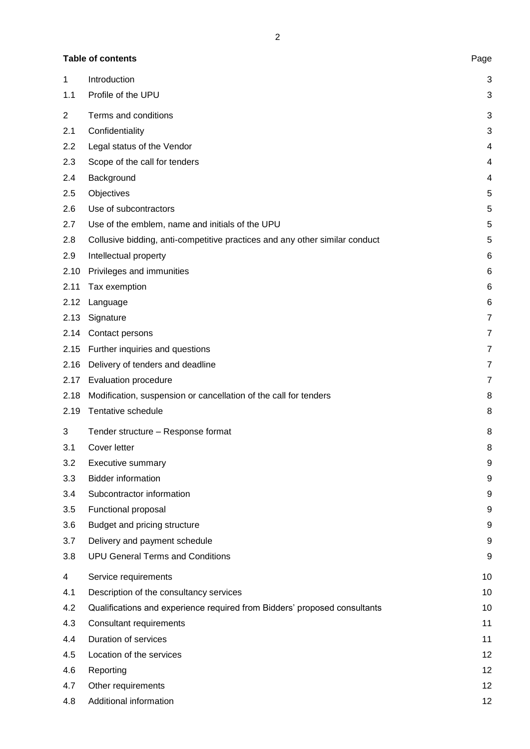**Table of contents**

| | | Page |
|---|---|---|
| 1 | Introduction | 3 |
| 1.1 | Profile of the UPU | 3 |
| 2 | Terms and conditions | 3 |
| 2.1 | Confidentiality | 3 |
| 2.2 | Legal status of the Vendor | 4 |
| 2.3 | Scope of the call for tenders | 4 |
| 2.4 | Background | 4 |
| 2.5 | Objectives | 5 |
| 2.6 | Use of subcontractors | 5 |
| 2.7 | Use of the emblem, name and initials of the UPU | 5 |
| 2.8 | Collusive bidding, anti-competitive practices and any other similar conduct | 5 |
| 2.9 | Intellectual property | 6 |
| 2.10 | Privileges and immunities | 6 |
| 2.11 | Tax exemption | 6 |
| 2.12 | Language | 6 |
| 2.13 | Signature | 7 |
| 2.14 | Contact persons | 7 |
| 2.15 | Further inquiries and questions | 7 |
| 2.16 | Delivery of tenders and deadline | 7 |
| 2.17 | Evaluation procedure | 7 |
| 2.18 | Modification, suspension or cancellation of the call for tenders | 8 |
| 2.19 | Tentative schedule | 8 |
| 3 | Tender structure – Response format | 8 |
| 3.1 | Cover letter | 8 |
| 3.2 | Executive summary | 9 |
| 3.3 | Bidder information | 9 |
| 3.4 | Subcontractor information | 9 |
| 3.5 | Functional proposal | 9 |
| 3.6 | Budget and pricing structure | 9 |
| 3.7 | Delivery and payment schedule | 9 |
| 3.8 | UPU General Terms and Conditions | 9 |
| 4 | Service requirements | 10 |
| 4.1 | Description of the consultancy services | 10 |
| 4.2 | Qualifications and experience required from Bidders' proposed consultants | 10 |
| 4.3 | Consultant requirements | 11 |
| 4.4 | Duration of services | 11 |
| 4.5 | Location of the services | 12 |
| 4.6 | Reporting | 12 |
| 4.7 | Other requirements | 12 |
| 4.8 | Additional information | 12 |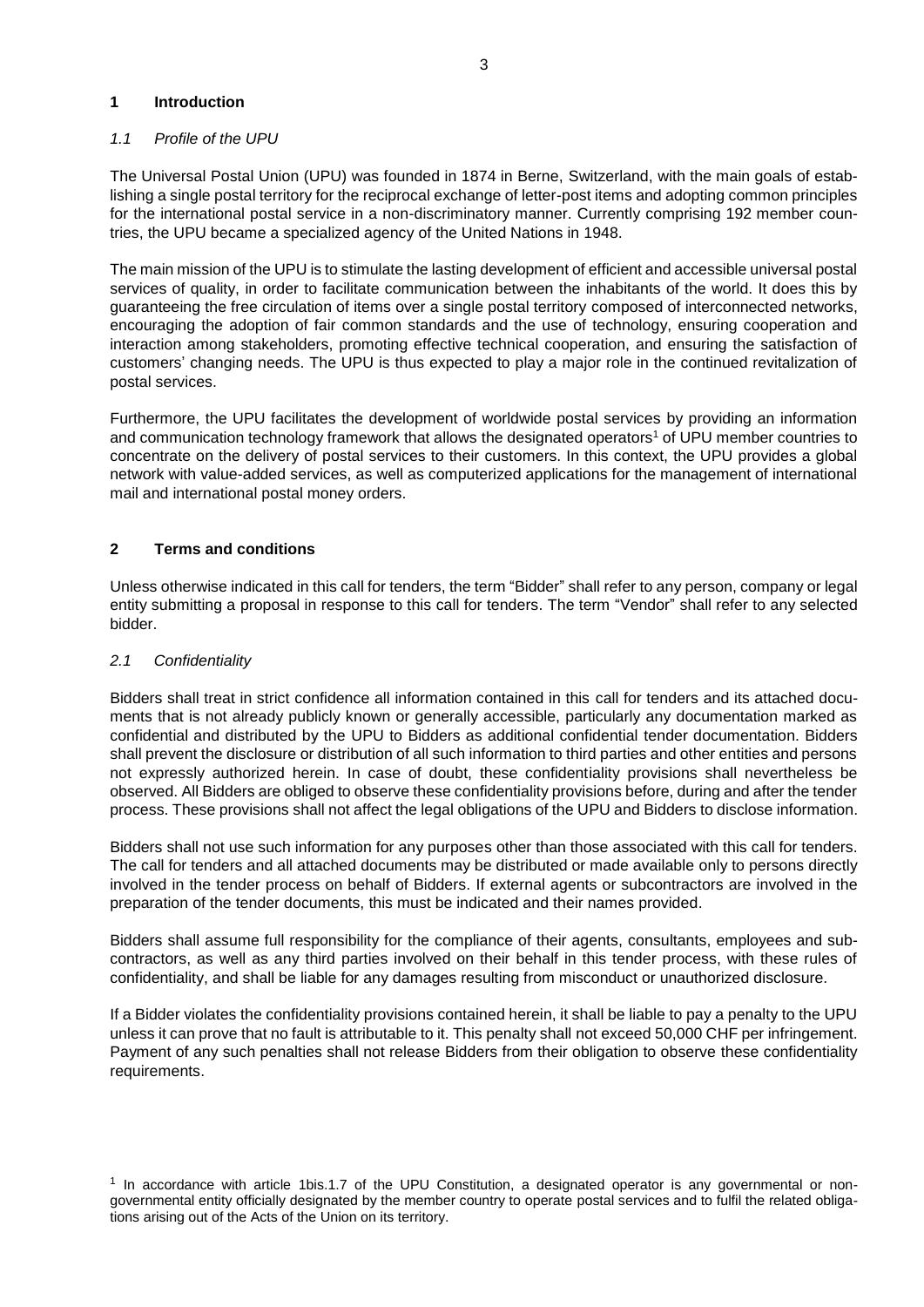## 1 Introduction

### *1.1 Profile of the UPU*

The Universal Postal Union (UPU) was founded in 1874 in Berne, Switzerland, with the main goals of establishing a single postal territory for the reciprocal exchange of letter-post items and adopting common principles for the international postal service in a non-discriminatory manner. Currently comprising 192 member countries, the UPU became a specialized agency of the United Nations in 1948.

The main mission of the UPU is to stimulate the lasting development of efficient and accessible universal postal services of quality, in order to facilitate communication between the inhabitants of the world. It does this by guaranteeing the free circulation of items over a single postal territory composed of interconnected networks, encouraging the adoption of fair common standards and the use of technology, ensuring cooperation and interaction among stakeholders, promoting effective technical cooperation, and ensuring the satisfaction of customers' changing needs. The UPU is thus expected to play a major role in the continued revitalization of postal services.

Furthermore, the UPU facilitates the development of worldwide postal services by providing an information and communication technology framework that allows the designated operators[1] of UPU member countries to concentrate on the delivery of postal services to their customers. In this context, the UPU provides a global network with value-added services, as well as computerized applications for the management of international mail and international postal money orders.

## 2 Terms and conditions

Unless otherwise indicated in this call for tenders, the term "Bidder" shall refer to any person, company or legal entity submitting a proposal in response to this call for tenders. The term "Vendor" shall refer to any selected bidder.

### *2.1 Confidentiality*

Bidders shall treat in strict confidence all information contained in this call for tenders and its attached documents that is not already publicly known or generally accessible, particularly any documentation marked as confidential and distributed by the UPU to Bidders as additional confidential tender documentation. Bidders shall prevent the disclosure or distribution of all such information to third parties and other entities and persons not expressly authorized herein. In case of doubt, these confidentiality provisions shall nevertheless be observed. All Bidders are obliged to observe these confidentiality provisions before, during and after the tender process. These provisions shall not affect the legal obligations of the UPU and Bidders to disclose information.

Bidders shall not use such information for any purposes other than those associated with this call for tenders. The call for tenders and all attached documents may be distributed or made available only to persons directly involved in the tender process on behalf of Bidders. If external agents or subcontractors are involved in the preparation of the tender documents, this must be indicated and their names provided.

Bidders shall assume full responsibility for the compliance of their agents, consultants, employees and subcontractors, as well as any third parties involved on their behalf in this tender process, with these rules of confidentiality, and shall be liable for any damages resulting from misconduct or unauthorized disclosure.

If a Bidder violates the confidentiality provisions contained herein, it shall be liable to pay a penalty to the UPU unless it can prove that no fault is attributable to it. This penalty shall not exceed 50,000 CHF per infringement. Payment of any such penalties shall not release Bidders from their obligation to observe these confidentiality requirements.

[1] In accordance with article 1bis.1.7 of the UPU Constitution, a designated operator is any governmental or non-governmental entity officially designated by the member country to operate postal services and to fulfil the related obligations arising out of the Acts of the Union on its territory.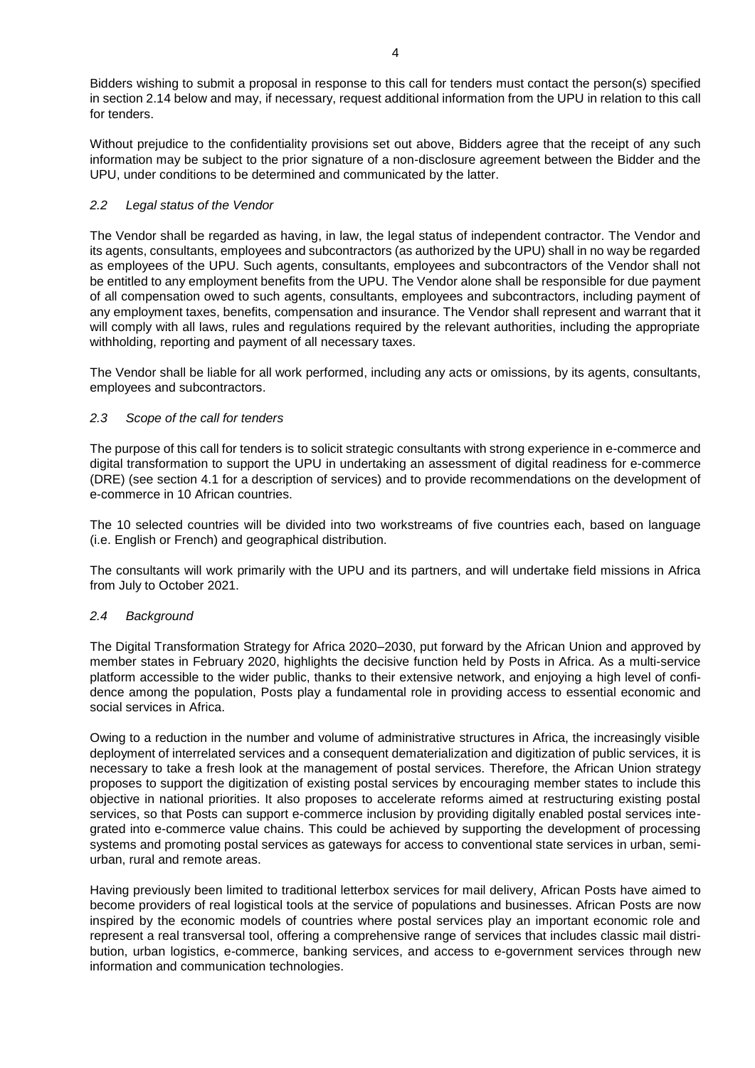Bidders wishing to submit a proposal in response to this call for tenders must contact the person(s) specified in section 2.14 below and may, if necessary, request additional information from the UPU in relation to this call for tenders.

Without prejudice to the confidentiality provisions set out above, Bidders agree that the receipt of any such information may be subject to the prior signature of a non-disclosure agreement between the Bidder and the UPU, under conditions to be determined and communicated by the latter.

### *2.2 Legal status of the Vendor*

The Vendor shall be regarded as having, in law, the legal status of independent contractor. The Vendor and its agents, consultants, employees and subcontractors (as authorized by the UPU) shall in no way be regarded as employees of the UPU. Such agents, consultants, employees and subcontractors of the Vendor shall not be entitled to any employment benefits from the UPU. The Vendor alone shall be responsible for due payment of all compensation owed to such agents, consultants, employees and subcontractors, including payment of any employment taxes, benefits, compensation and insurance. The Vendor shall represent and warrant that it will comply with all laws, rules and regulations required by the relevant authorities, including the appropriate withholding, reporting and payment of all necessary taxes.

The Vendor shall be liable for all work performed, including any acts or omissions, by its agents, consultants, employees and subcontractors.

### *2.3 Scope of the call for tenders*

The purpose of this call for tenders is to solicit strategic consultants with strong experience in e-commerce and digital transformation to support the UPU in undertaking an assessment of digital readiness for e-commerce (DRE) (see section 4.1 for a description of services) and to provide recommendations on the development of e-commerce in 10 African countries.

The 10 selected countries will be divided into two workstreams of five countries each, based on language (i.e. English or French) and geographical distribution.

The consultants will work primarily with the UPU and its partners, and will undertake field missions in Africa from July to October 2021.

### *2.4 Background*

The Digital Transformation Strategy for Africa 2020–2030, put forward by the African Union and approved by member states in February 2020, highlights the decisive function held by Posts in Africa. As a multi-service platform accessible to the wider public, thanks to their extensive network, and enjoying a high level of confidence among the population, Posts play a fundamental role in providing access to essential economic and social services in Africa.

Owing to a reduction in the number and volume of administrative structures in Africa, the increasingly visible deployment of interrelated services and a consequent dematerialization and digitization of public services, it is necessary to take a fresh look at the management of postal services. Therefore, the African Union strategy proposes to support the digitization of existing postal services by encouraging member states to include this objective in national priorities. It also proposes to accelerate reforms aimed at restructuring existing postal services, so that Posts can support e-commerce inclusion by providing digitally enabled postal services integrated into e-commerce value chains. This could be achieved by supporting the development of processing systems and promoting postal services as gateways for access to conventional state services in urban, semi-urban, rural and remote areas.

Having previously been limited to traditional letterbox services for mail delivery, African Posts have aimed to become providers of real logistical tools at the service of populations and businesses. African Posts are now inspired by the economic models of countries where postal services play an important economic role and represent a real transversal tool, offering a comprehensive range of services that includes classic mail distribution, urban logistics, e-commerce, banking services, and access to e-government services through new information and communication technologies.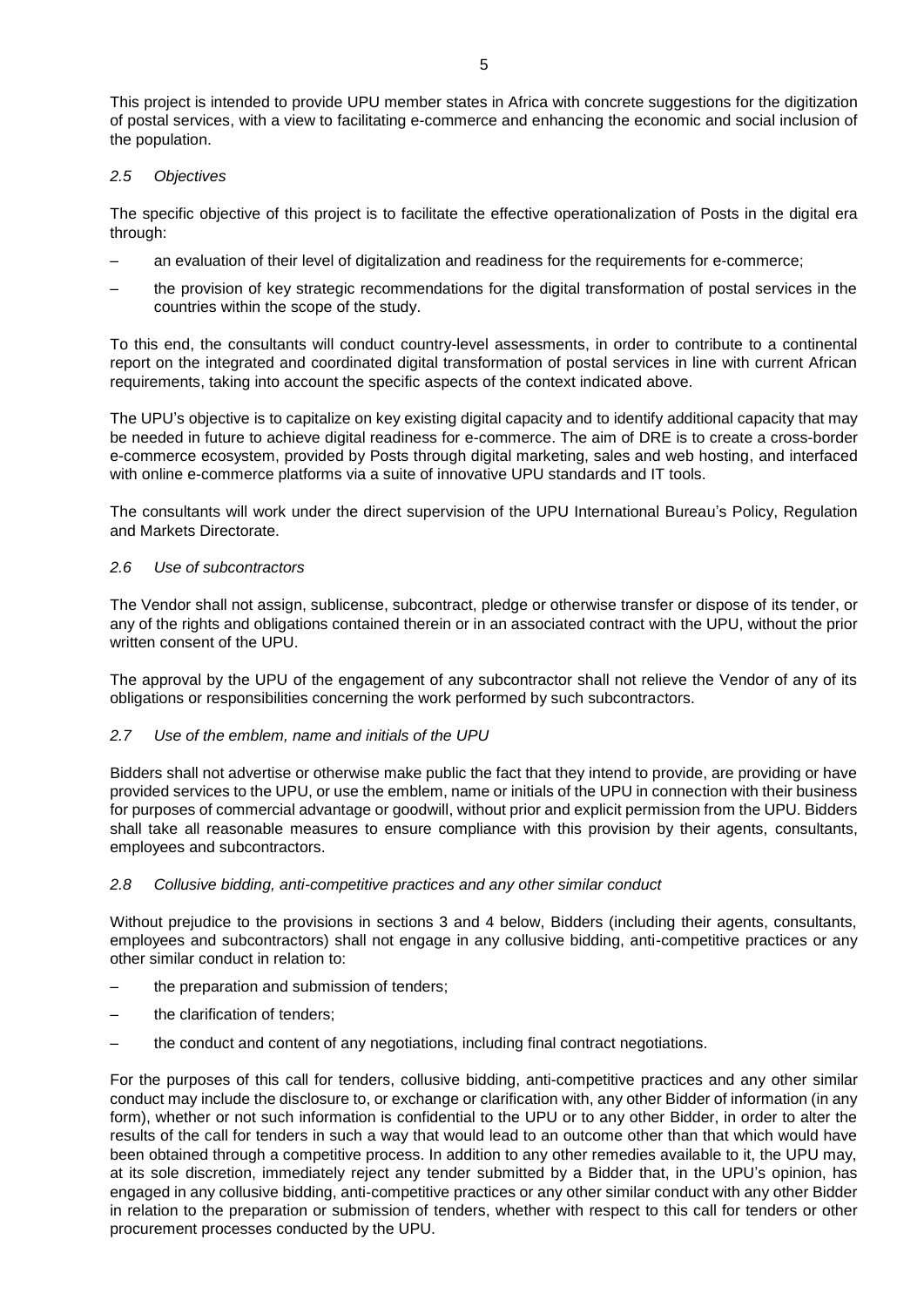This project is intended to provide UPU member states in Africa with concrete suggestions for the digitization of postal services, with a view to facilitating e-commerce and enhancing the economic and social inclusion of the population.

### *2.5 Objectives*

The specific objective of this project is to facilitate the effective operationalization of Posts in the digital era through:

– an evaluation of their level of digitalization and readiness for the requirements for e-commerce;

– the provision of key strategic recommendations for the digital transformation of postal services in the countries within the scope of the study.

To this end, the consultants will conduct country-level assessments, in order to contribute to a continental report on the integrated and coordinated digital transformation of postal services in line with current African requirements, taking into account the specific aspects of the context indicated above.

The UPU's objective is to capitalize on key existing digital capacity and to identify additional capacity that may be needed in future to achieve digital readiness for e-commerce. The aim of DRE is to create a cross-border e-commerce ecosystem, provided by Posts through digital marketing, sales and web hosting, and interfaced with online e-commerce platforms via a suite of innovative UPU standards and IT tools.

The consultants will work under the direct supervision of the UPU International Bureau's Policy, Regulation and Markets Directorate.

### *2.6 Use of subcontractors*

The Vendor shall not assign, sublicense, subcontract, pledge or otherwise transfer or dispose of its tender, or any of the rights and obligations contained therein or in an associated contract with the UPU, without the prior written consent of the UPU.

The approval by the UPU of the engagement of any subcontractor shall not relieve the Vendor of any of its obligations or responsibilities concerning the work performed by such subcontractors.

### *2.7 Use of the emblem, name and initials of the UPU*

Bidders shall not advertise or otherwise make public the fact that they intend to provide, are providing or have provided services to the UPU, or use the emblem, name or initials of the UPU in connection with their business for purposes of commercial advantage or goodwill, without prior and explicit permission from the UPU. Bidders shall take all reasonable measures to ensure compliance with this provision by their agents, consultants, employees and subcontractors.

### *2.8 Collusive bidding, anti-competitive practices and any other similar conduct*

Without prejudice to the provisions in sections 3 and 4 below, Bidders (including their agents, consultants, employees and subcontractors) shall not engage in any collusive bidding, anti-competitive practices or any other similar conduct in relation to:

– the preparation and submission of tenders;

– the clarification of tenders;

– the conduct and content of any negotiations, including final contract negotiations.

For the purposes of this call for tenders, collusive bidding, anti-competitive practices and any other similar conduct may include the disclosure to, or exchange or clarification with, any other Bidder of information (in any form), whether or not such information is confidential to the UPU or to any other Bidder, in order to alter the results of the call for tenders in such a way that would lead to an outcome other than that which would have been obtained through a competitive process. In addition to any other remedies available to it, the UPU may, at its sole discretion, immediately reject any tender submitted by a Bidder that, in the UPU's opinion, has engaged in any collusive bidding, anti-competitive practices or any other similar conduct with any other Bidder in relation to the preparation or submission of tenders, whether with respect to this call for tenders or other procurement processes conducted by the UPU.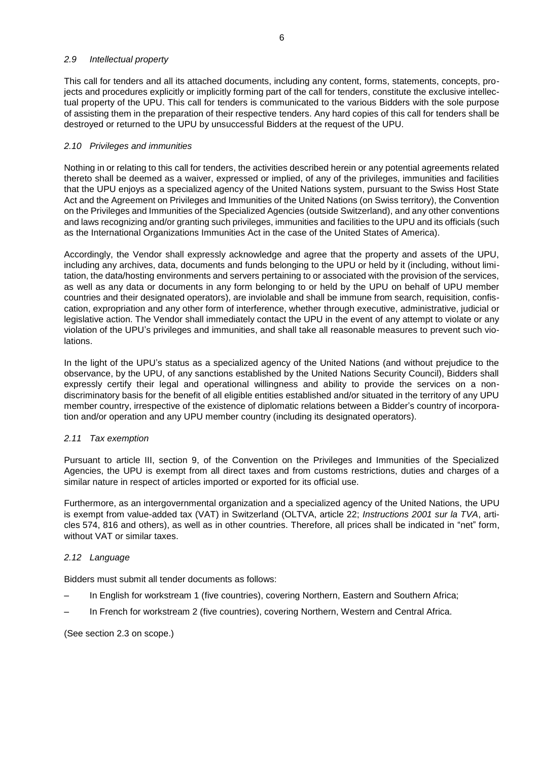### *2.9 Intellectual property*

This call for tenders and all its attached documents, including any content, forms, statements, concepts, projects and procedures explicitly or implicitly forming part of the call for tenders, constitute the exclusive intellectual property of the UPU. This call for tenders is communicated to the various Bidders with the sole purpose of assisting them in the preparation of their respective tenders. Any hard copies of this call for tenders shall be destroyed or returned to the UPU by unsuccessful Bidders at the request of the UPU.

### *2.10 Privileges and immunities*

Nothing in or relating to this call for tenders, the activities described herein or any potential agreements related thereto shall be deemed as a waiver, expressed or implied, of any of the privileges, immunities and facilities that the UPU enjoys as a specialized agency of the United Nations system, pursuant to the Swiss Host State Act and the Agreement on Privileges and Immunities of the United Nations (on Swiss territory), the Convention on the Privileges and Immunities of the Specialized Agencies (outside Switzerland), and any other conventions and laws recognizing and/or granting such privileges, immunities and facilities to the UPU and its officials (such as the International Organizations Immunities Act in the case of the United States of America).

Accordingly, the Vendor shall expressly acknowledge and agree that the property and assets of the UPU, including any archives, data, documents and funds belonging to the UPU or held by it (including, without limitation, the data/hosting environments and servers pertaining to or associated with the provision of the services, as well as any data or documents in any form belonging to or held by the UPU on behalf of UPU member countries and their designated operators), are inviolable and shall be immune from search, requisition, confiscation, expropriation and any other form of interference, whether through executive, administrative, judicial or legislative action. The Vendor shall immediately contact the UPU in the event of any attempt to violate or any violation of the UPU's privileges and immunities, and shall take all reasonable measures to prevent such violations.

In the light of the UPU's status as a specialized agency of the United Nations (and without prejudice to the observance, by the UPU, of any sanctions established by the United Nations Security Council), Bidders shall expressly certify their legal and operational willingness and ability to provide the services on a non-discriminatory basis for the benefit of all eligible entities established and/or situated in the territory of any UPU member country, irrespective of the existence of diplomatic relations between a Bidder's country of incorporation and/or operation and any UPU member country (including its designated operators).

### *2.11 Tax exemption*

Pursuant to article III, section 9, of the Convention on the Privileges and Immunities of the Specialized Agencies, the UPU is exempt from all direct taxes and from customs restrictions, duties and charges of a similar nature in respect of articles imported or exported for its official use.

Furthermore, as an intergovernmental organization and a specialized agency of the United Nations, the UPU is exempt from value-added tax (VAT) in Switzerland (OLTVA, article 22; *Instructions 2001 sur la TVA*, articles 574, 816 and others), as well as in other countries. Therefore, all prices shall be indicated in "net" form, without VAT or similar taxes.

### *2.12 Language*

Bidders must submit all tender documents as follows:

- In English for workstream 1 (five countries), covering Northern, Eastern and Southern Africa;
- In French for workstream 2 (five countries), covering Northern, Western and Central Africa.

(See section 2.3 on scope.)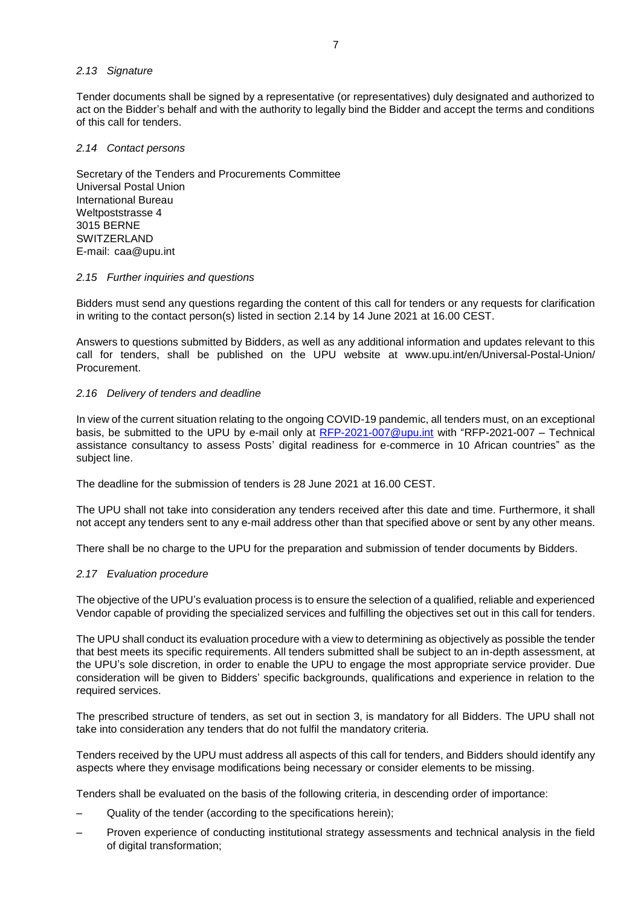*2.13 Signature*

Tender documents shall be signed by a representative (or representatives) duly designated and authorized to act on the Bidder's behalf and with the authority to legally bind the Bidder and accept the terms and conditions of this call for tenders.

*2.14 Contact persons*

Secretary of the Tenders and Procurements Committee
Universal Postal Union
International Bureau
Weltpoststrasse 4
3015 BERNE
SWITZERLAND
E-mail: caa@upu.int

*2.15 Further inquiries and questions*

Bidders must send any questions regarding the content of this call for tenders or any requests for clarification in writing to the contact person(s) listed in section 2.14 by 14 June 2021 at 16.00 CEST.

Answers to questions submitted by Bidders, as well as any additional information and updates relevant to this call for tenders, shall be published on the UPU website at www.upu.int/en/Universal-Postal-Union/Procurement.

*2.16 Delivery of tenders and deadline*

In view of the current situation relating to the ongoing COVID-19 pandemic, all tenders must, on an exceptional basis, be submitted to the UPU by e-mail only at RFP-2021-007@upu.int with "RFP-2021-007 – Technical assistance consultancy to assess Posts' digital readiness for e-commerce in 10 African countries" as the subject line.

The deadline for the submission of tenders is 28 June 2021 at 16.00 CEST.

The UPU shall not take into consideration any tenders received after this date and time. Furthermore, it shall not accept any tenders sent to any e-mail address other than that specified above or sent by any other means.

There shall be no charge to the UPU for the preparation and submission of tender documents by Bidders.

*2.17 Evaluation procedure*

The objective of the UPU's evaluation process is to ensure the selection of a qualified, reliable and experienced Vendor capable of providing the specialized services and fulfilling the objectives set out in this call for tenders.

The UPU shall conduct its evaluation procedure with a view to determining as objectively as possible the tender that best meets its specific requirements. All tenders submitted shall be subject to an in-depth assessment, at the UPU's sole discretion, in order to enable the UPU to engage the most appropriate service provider. Due consideration will be given to Bidders' specific backgrounds, qualifications and experience in relation to the required services.

The prescribed structure of tenders, as set out in section 3, is mandatory for all Bidders. The UPU shall not take into consideration any tenders that do not fulfil the mandatory criteria.

Tenders received by the UPU must address all aspects of this call for tenders, and Bidders should identify any aspects where they envisage modifications being necessary or consider elements to be missing.

Tenders shall be evaluated on the basis of the following criteria, in descending order of importance:

– Quality of the tender (according to the specifications herein);
– Proven experience of conducting institutional strategy assessments and technical analysis in the field of digital transformation;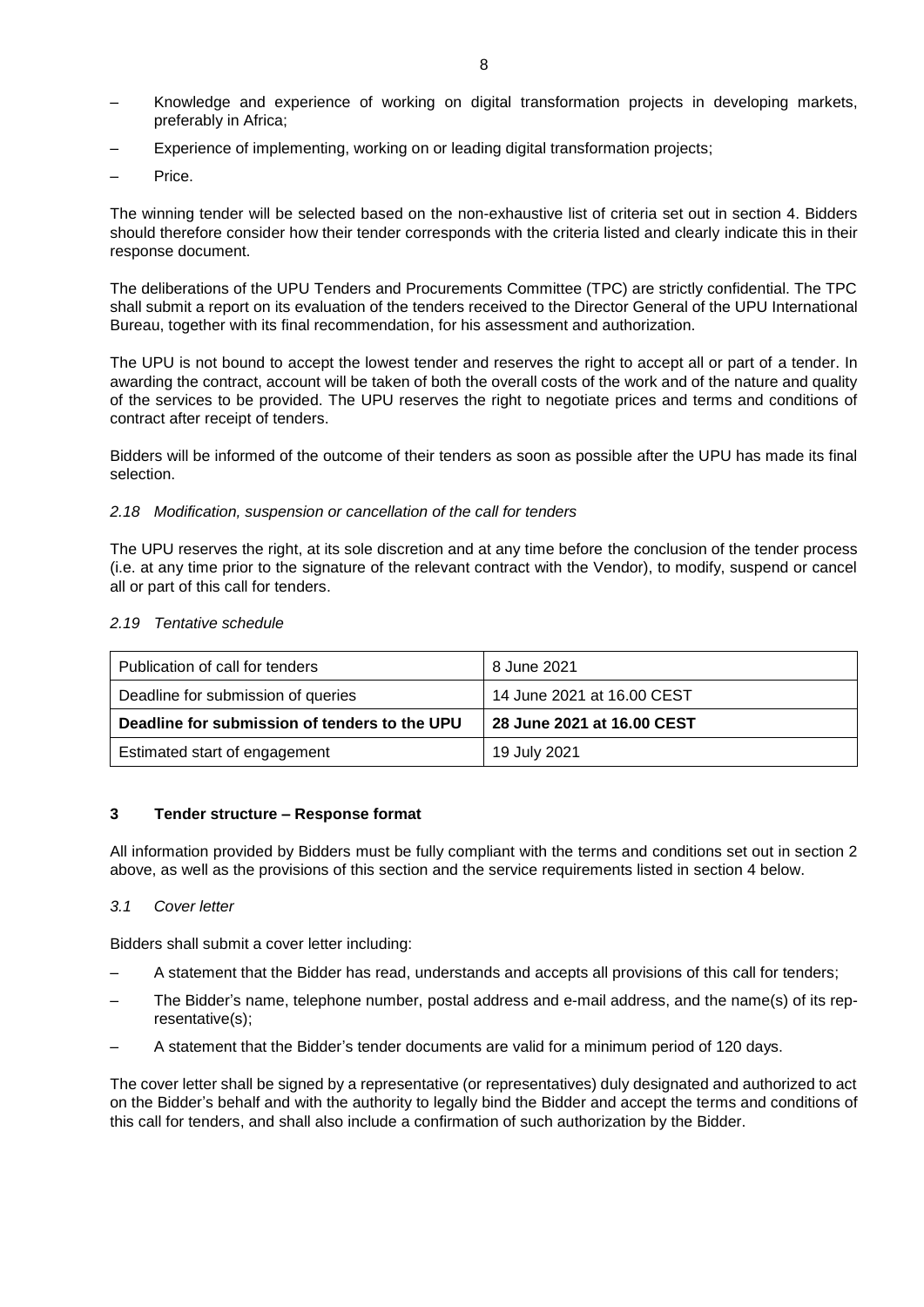- Knowledge and experience of working on digital transformation projects in developing markets, preferably in Africa;
- Experience of implementing, working on or leading digital transformation projects;
- Price.

The winning tender will be selected based on the non-exhaustive list of criteria set out in section 4. Bidders should therefore consider how their tender corresponds with the criteria listed and clearly indicate this in their response document.

The deliberations of the UPU Tenders and Procurements Committee (TPC) are strictly confidential. The TPC shall submit a report on its evaluation of the tenders received to the Director General of the UPU International Bureau, together with its final recommendation, for his assessment and authorization.

The UPU is not bound to accept the lowest tender and reserves the right to accept all or part of a tender. In awarding the contract, account will be taken of both the overall costs of the work and of the nature and quality of the services to be provided. The UPU reserves the right to negotiate prices and terms and conditions of contract after receipt of tenders.

Bidders will be informed of the outcome of their tenders as soon as possible after the UPU has made its final selection.

### *2.18 Modification, suspension or cancellation of the call for tenders*

The UPU reserves the right, at its sole discretion and at any time before the conclusion of the tender process (i.e. at any time prior to the signature of the relevant contract with the Vendor), to modify, suspend or cancel all or part of this call for tenders.

### *2.19 Tentative schedule*

| Publication of call for tenders | 8 June 2021 |
|---|---|
| Deadline for submission of queries | 14 June 2021 at 16.00 CEST |
| **Deadline for submission of tenders to the UPU** | **28 June 2021 at 16.00 CEST** |
| Estimated start of engagement | 19 July 2021 |

## 3 Tender structure – Response format

All information provided by Bidders must be fully compliant with the terms and conditions set out in section 2 above, as well as the provisions of this section and the service requirements listed in section 4 below.

### *3.1 Cover letter*

Bidders shall submit a cover letter including:

- A statement that the Bidder has read, understands and accepts all provisions of this call for tenders;
- The Bidder's name, telephone number, postal address and e-mail address, and the name(s) of its representative(s);
- A statement that the Bidder's tender documents are valid for a minimum period of 120 days.

The cover letter shall be signed by a representative (or representatives) duly designated and authorized to act on the Bidder's behalf and with the authority to legally bind the Bidder and accept the terms and conditions of this call for tenders, and shall also include a confirmation of such authorization by the Bidder.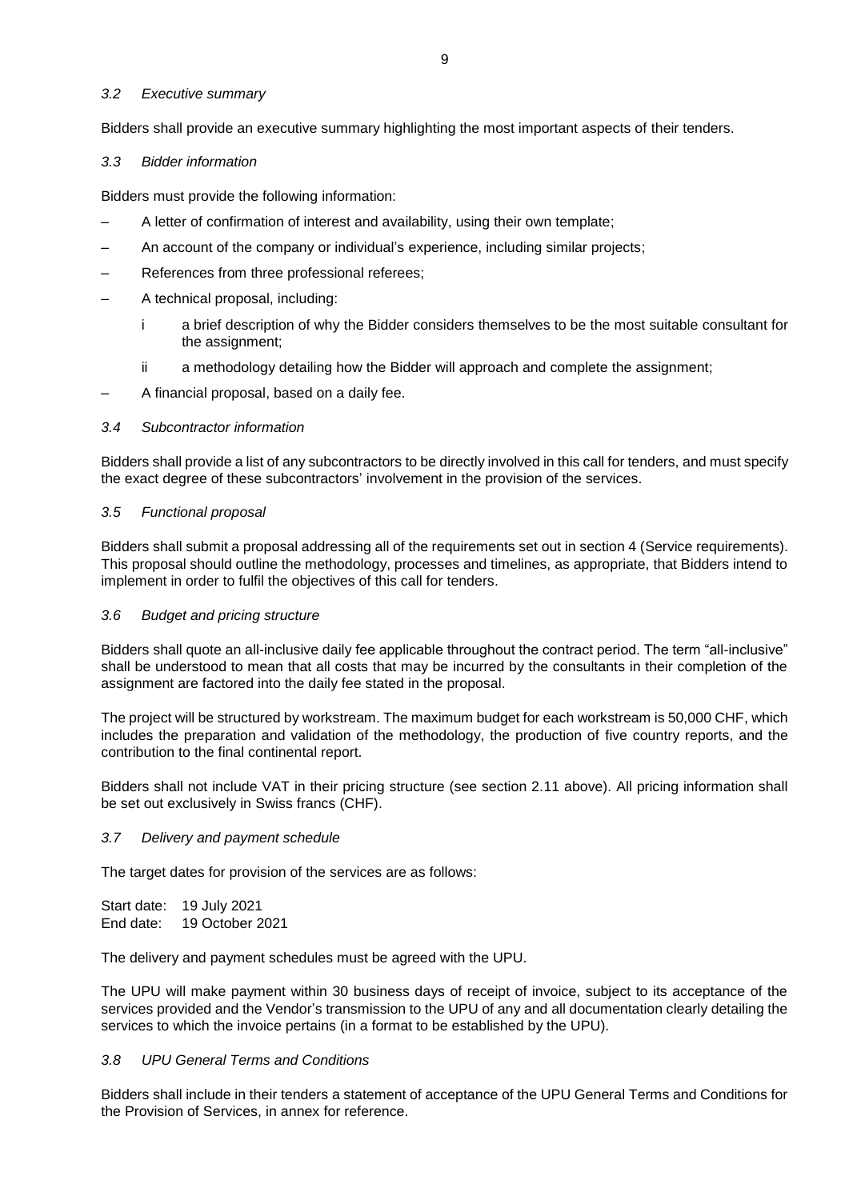### *3.2 Executive summary*

Bidders shall provide an executive summary highlighting the most important aspects of their tenders.

### *3.3 Bidder information*

Bidders must provide the following information:

– A letter of confirmation of interest and availability, using their own template;
– An account of the company or individual's experience, including similar projects;
– References from three professional referees;
– A technical proposal, including:
  - i a brief description of why the Bidder considers themselves to be the most suitable consultant for the assignment;
  - ii a methodology detailing how the Bidder will approach and complete the assignment;
– A financial proposal, based on a daily fee.

### *3.4 Subcontractor information*

Bidders shall provide a list of any subcontractors to be directly involved in this call for tenders, and must specify the exact degree of these subcontractors' involvement in the provision of the services.

### *3.5 Functional proposal*

Bidders shall submit a proposal addressing all of the requirements set out in section 4 (Service requirements). This proposal should outline the methodology, processes and timelines, as appropriate, that Bidders intend to implement in order to fulfil the objectives of this call for tenders.

### *3.6 Budget and pricing structure*

Bidders shall quote an all-inclusive daily fee applicable throughout the contract period. The term "all-inclusive" shall be understood to mean that all costs that may be incurred by the consultants in their completion of the assignment are factored into the daily fee stated in the proposal.

The project will be structured by workstream. The maximum budget for each workstream is 50,000 CHF, which includes the preparation and validation of the methodology, the production of five country reports, and the contribution to the final continental report.

Bidders shall not include VAT in their pricing structure (see section 2.11 above). All pricing information shall be set out exclusively in Swiss francs (CHF).

### *3.7 Delivery and payment schedule*

The target dates for provision of the services are as follows:

Start date: 19 July 2021
End date: 19 October 2021

The delivery and payment schedules must be agreed with the UPU.

The UPU will make payment within 30 business days of receipt of invoice, subject to its acceptance of the services provided and the Vendor's transmission to the UPU of any and all documentation clearly detailing the services to which the invoice pertains (in a format to be established by the UPU).

### *3.8 UPU General Terms and Conditions*

Bidders shall include in their tenders a statement of acceptance of the UPU General Terms and Conditions for the Provision of Services, in annex for reference.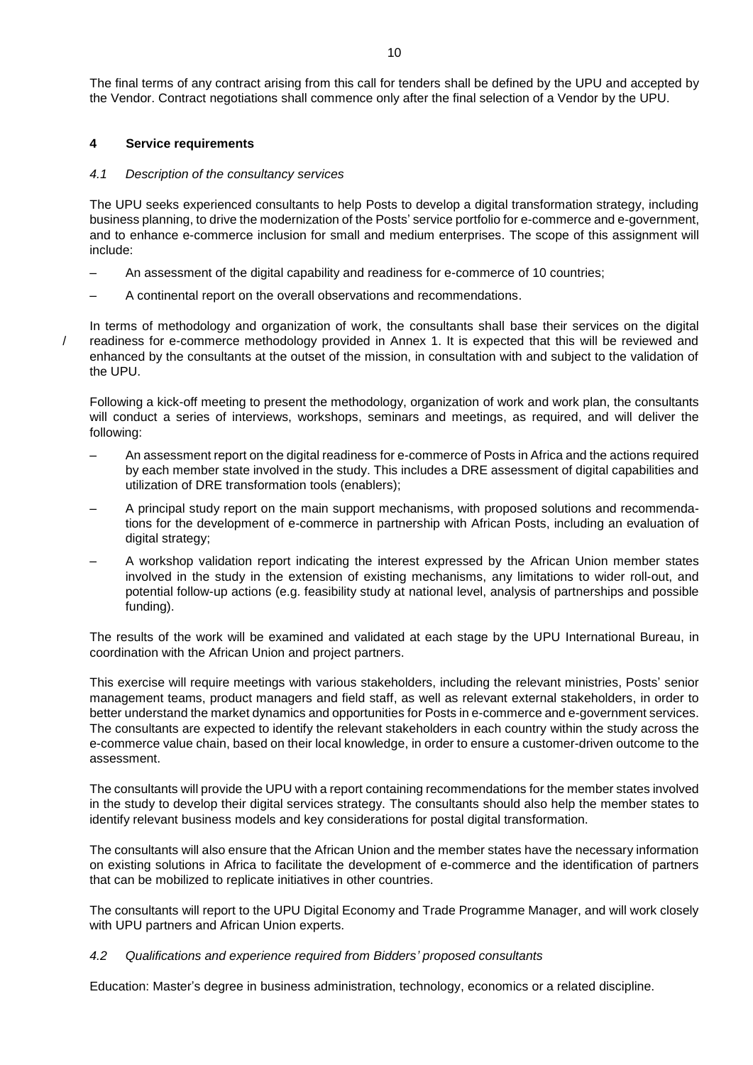The final terms of any contract arising from this call for tenders shall be defined by the UPU and accepted by the Vendor. Contract negotiations shall commence only after the final selection of a Vendor by the UPU.

## 4 Service requirements

### *4.1 Description of the consultancy services*

The UPU seeks experienced consultants to help Posts to develop a digital transformation strategy, including business planning, to drive the modernization of the Posts' service portfolio for e-commerce and e-government, and to enhance e-commerce inclusion for small and medium enterprises. The scope of this assignment will include:

– An assessment of the digital capability and readiness for e-commerce of 10 countries;

– A continental report on the overall observations and recommendations.

In terms of methodology and organization of work, the consultants shall base their services on the digital readiness for e-commerce methodology provided in Annex 1. It is expected that this will be reviewed and enhanced by the consultants at the outset of the mission, in consultation with and subject to the validation of the UPU.

Following a kick-off meeting to present the methodology, organization of work and work plan, the consultants will conduct a series of interviews, workshops, seminars and meetings, as required, and will deliver the following:

– An assessment report on the digital readiness for e-commerce of Posts in Africa and the actions required by each member state involved in the study. This includes a DRE assessment of digital capabilities and utilization of DRE transformation tools (enablers);

– A principal study report on the main support mechanisms, with proposed solutions and recommendations for the development of e-commerce in partnership with African Posts, including an evaluation of digital strategy;

– A workshop validation report indicating the interest expressed by the African Union member states involved in the study in the extension of existing mechanisms, any limitations to wider roll-out, and potential follow-up actions (e.g. feasibility study at national level, analysis of partnerships and possible funding).

The results of the work will be examined and validated at each stage by the UPU International Bureau, in coordination with the African Union and project partners.

This exercise will require meetings with various stakeholders, including the relevant ministries, Posts' senior management teams, product managers and field staff, as well as relevant external stakeholders, in order to better understand the market dynamics and opportunities for Posts in e-commerce and e-government services. The consultants are expected to identify the relevant stakeholders in each country within the study across the e-commerce value chain, based on their local knowledge, in order to ensure a customer-driven outcome to the assessment.

The consultants will provide the UPU with a report containing recommendations for the member states involved in the study to develop their digital services strategy. The consultants should also help the member states to identify relevant business models and key considerations for postal digital transformation.

The consultants will also ensure that the African Union and the member states have the necessary information on existing solutions in Africa to facilitate the development of e-commerce and the identification of partners that can be mobilized to replicate initiatives in other countries.

The consultants will report to the UPU Digital Economy and Trade Programme Manager, and will work closely with UPU partners and African Union experts.

### *4.2 Qualifications and experience required from Bidders' proposed consultants*

Education: Master's degree in business administration, technology, economics or a related discipline.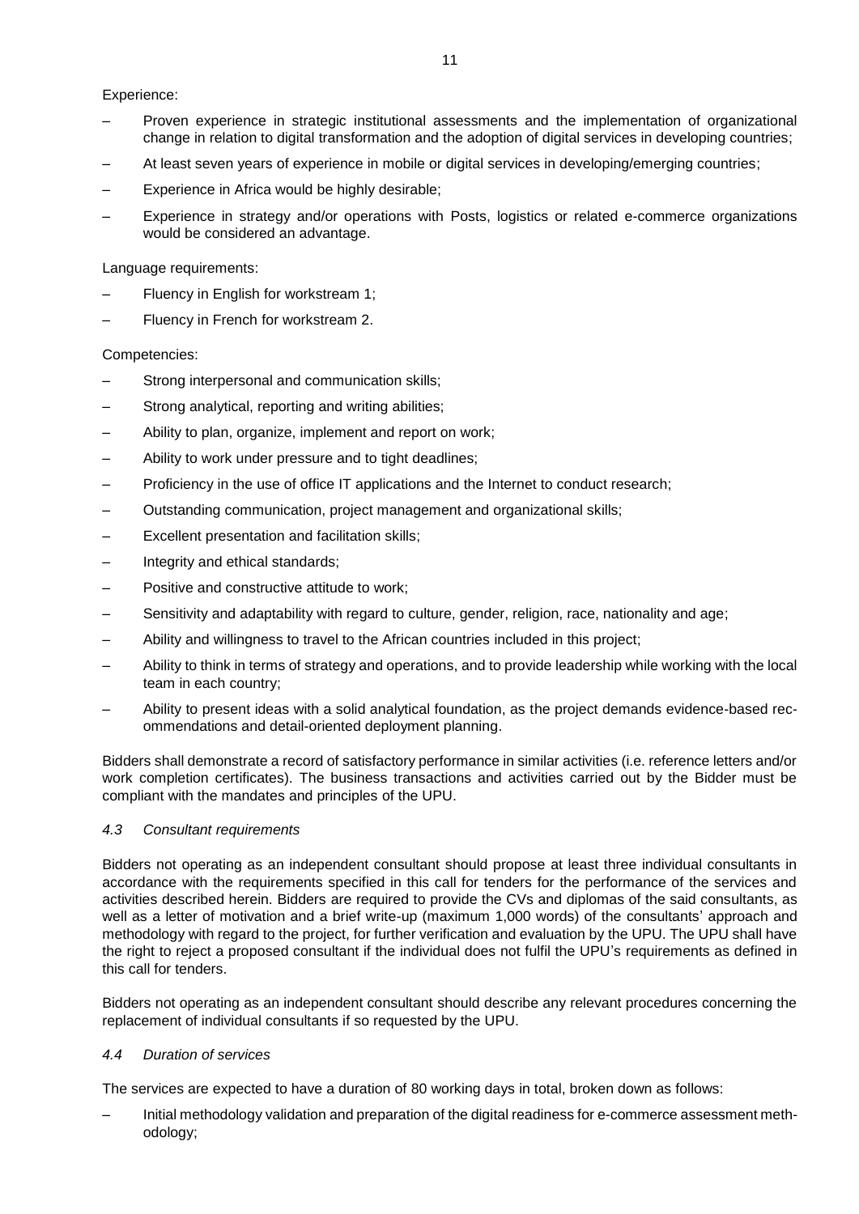Experience:

- Proven experience in strategic institutional assessments and the implementation of organizational change in relation to digital transformation and the adoption of digital services in developing countries;
- At least seven years of experience in mobile or digital services in developing/emerging countries;
- Experience in Africa would be highly desirable;
- Experience in strategy and/or operations with Posts, logistics or related e-commerce organizations would be considered an advantage.

Language requirements:

- Fluency in English for workstream 1;
- Fluency in French for workstream 2.

Competencies:

- Strong interpersonal and communication skills;
- Strong analytical, reporting and writing abilities;
- Ability to plan, organize, implement and report on work;
- Ability to work under pressure and to tight deadlines;
- Proficiency in the use of office IT applications and the Internet to conduct research;
- Outstanding communication, project management and organizational skills;
- Excellent presentation and facilitation skills;
- Integrity and ethical standards;
- Positive and constructive attitude to work;
- Sensitivity and adaptability with regard to culture, gender, religion, race, nationality and age;
- Ability and willingness to travel to the African countries included in this project;
- Ability to think in terms of strategy and operations, and to provide leadership while working with the local team in each country;
- Ability to present ideas with a solid analytical foundation, as the project demands evidence-based recommendations and detail-oriented deployment planning.

Bidders shall demonstrate a record of satisfactory performance in similar activities (i.e. reference letters and/or work completion certificates). The business transactions and activities carried out by the Bidder must be compliant with the mandates and principles of the UPU.

### *4.3 Consultant requirements*

Bidders not operating as an independent consultant should propose at least three individual consultants in accordance with the requirements specified in this call for tenders for the performance of the services and activities described herein. Bidders are required to provide the CVs and diplomas of the said consultants, as well as a letter of motivation and a brief write-up (maximum 1,000 words) of the consultants' approach and methodology with regard to the project, for further verification and evaluation by the UPU. The UPU shall have the right to reject a proposed consultant if the individual does not fulfil the UPU's requirements as defined in this call for tenders.

Bidders not operating as an independent consultant should describe any relevant procedures concerning the replacement of individual consultants if so requested by the UPU.

### *4.4 Duration of services*

The services are expected to have a duration of 80 working days in total, broken down as follows:

- Initial methodology validation and preparation of the digital readiness for e-commerce assessment methodology;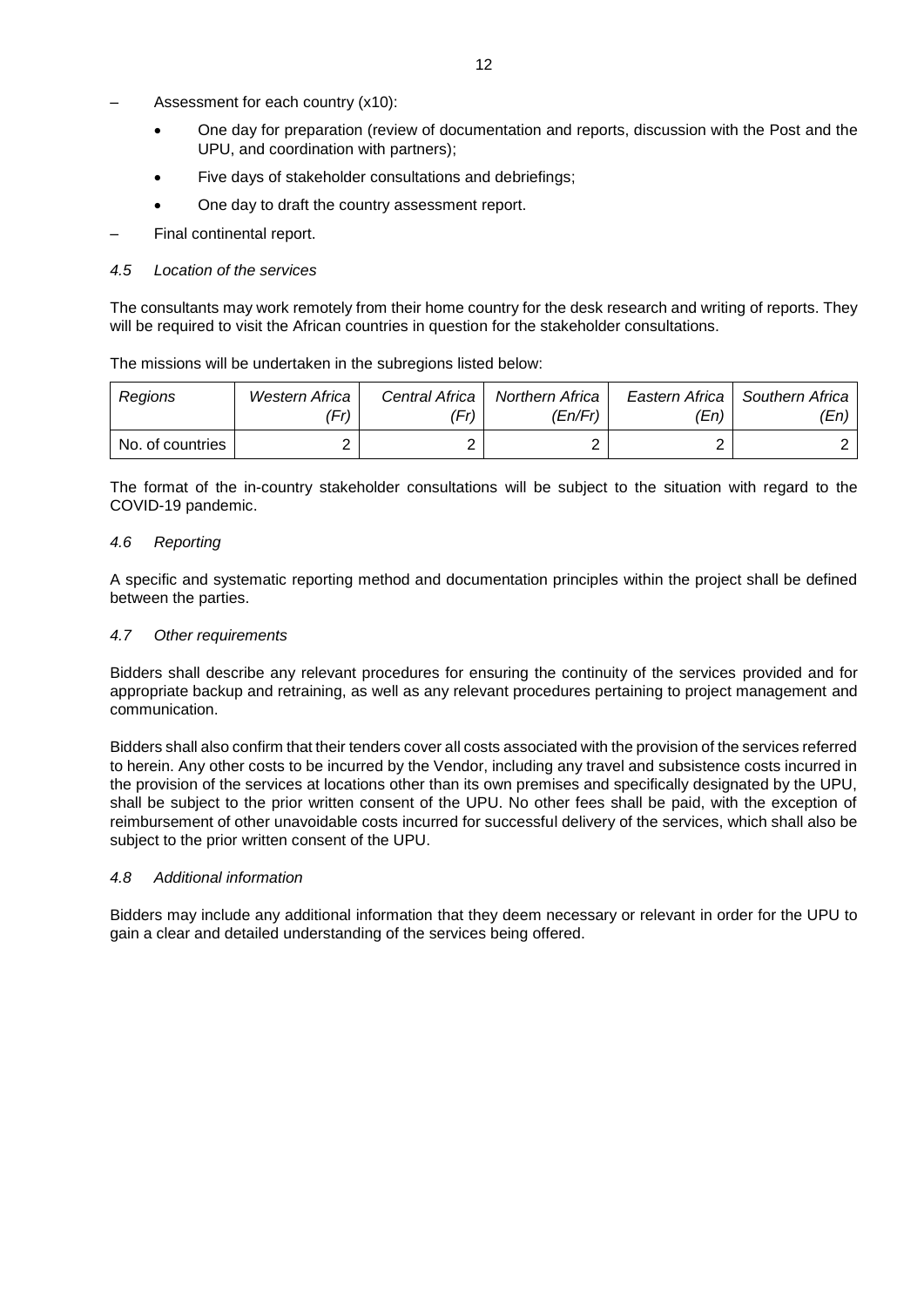– Assessment for each country (x10):

  - One day for preparation (review of documentation and reports, discussion with the Post and the UPU, and coordination with partners);
  - Five days of stakeholder consultations and debriefings;
  - One day to draft the country assessment report.

– Final continental report.

### *4.5 Location of the services*

The consultants may work remotely from their home country for the desk research and writing of reports. They will be required to visit the African countries in question for the stakeholder consultations.

The missions will be undertaken in the subregions listed below:

| *Regions* | *Western Africa (Fr)* | *Central Africa (Fr)* | *Northern Africa (En/Fr)* | *Eastern Africa (En)* | *Southern Africa (En)* |
|---|---|---|---|---|---|
| No. of countries | 2 | 2 | 2 | 2 | 2 |

The format of the in-country stakeholder consultations will be subject to the situation with regard to the COVID-19 pandemic.

### *4.6 Reporting*

A specific and systematic reporting method and documentation principles within the project shall be defined between the parties.

### *4.7 Other requirements*

Bidders shall describe any relevant procedures for ensuring the continuity of the services provided and for appropriate backup and retraining, as well as any relevant procedures pertaining to project management and communication.

Bidders shall also confirm that their tenders cover all costs associated with the provision of the services referred to herein. Any other costs to be incurred by the Vendor, including any travel and subsistence costs incurred in the provision of the services at locations other than its own premises and specifically designated by the UPU, shall be subject to the prior written consent of the UPU. No other fees shall be paid, with the exception of reimbursement of other unavoidable costs incurred for successful delivery of the services, which shall also be subject to the prior written consent of the UPU.

### *4.8 Additional information*

Bidders may include any additional information that they deem necessary or relevant in order for the UPU to gain a clear and detailed understanding of the services being offered.